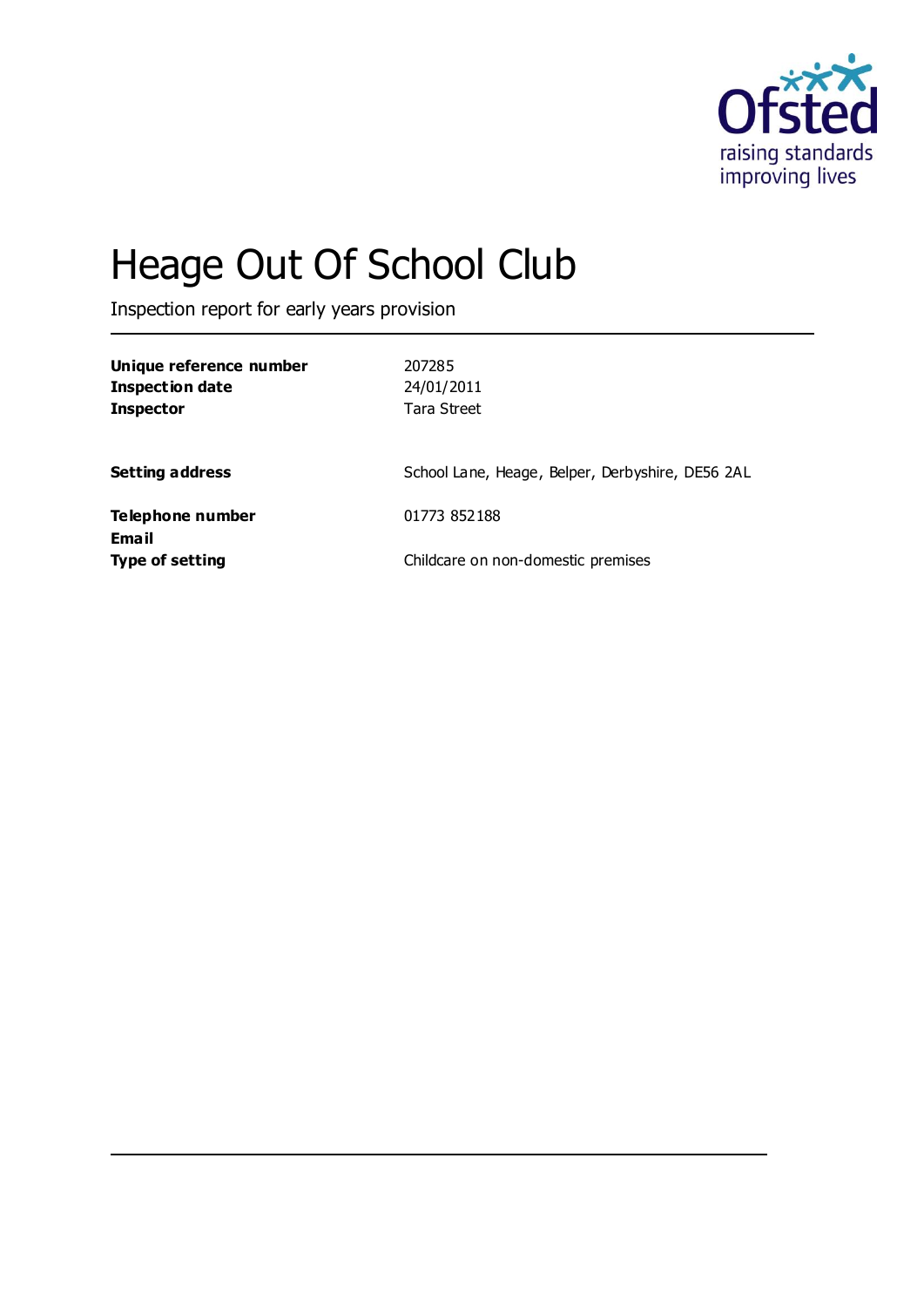# Heage Out Of School Club

Inspection report for early years provision

| | |
|---|---|
| **Unique reference number** | 207285 |
| **Inspection date** | 24/01/2011 |
| **Inspector** | Tara Street |
| | |
| **Setting address** | School Lane, Heage, Belper, Derbyshire, DE56 2AL |
| | |
| **Telephone number** | 01773 852188 |
| **Email** | |
| **Type of setting** | Childcare on non-domestic premises |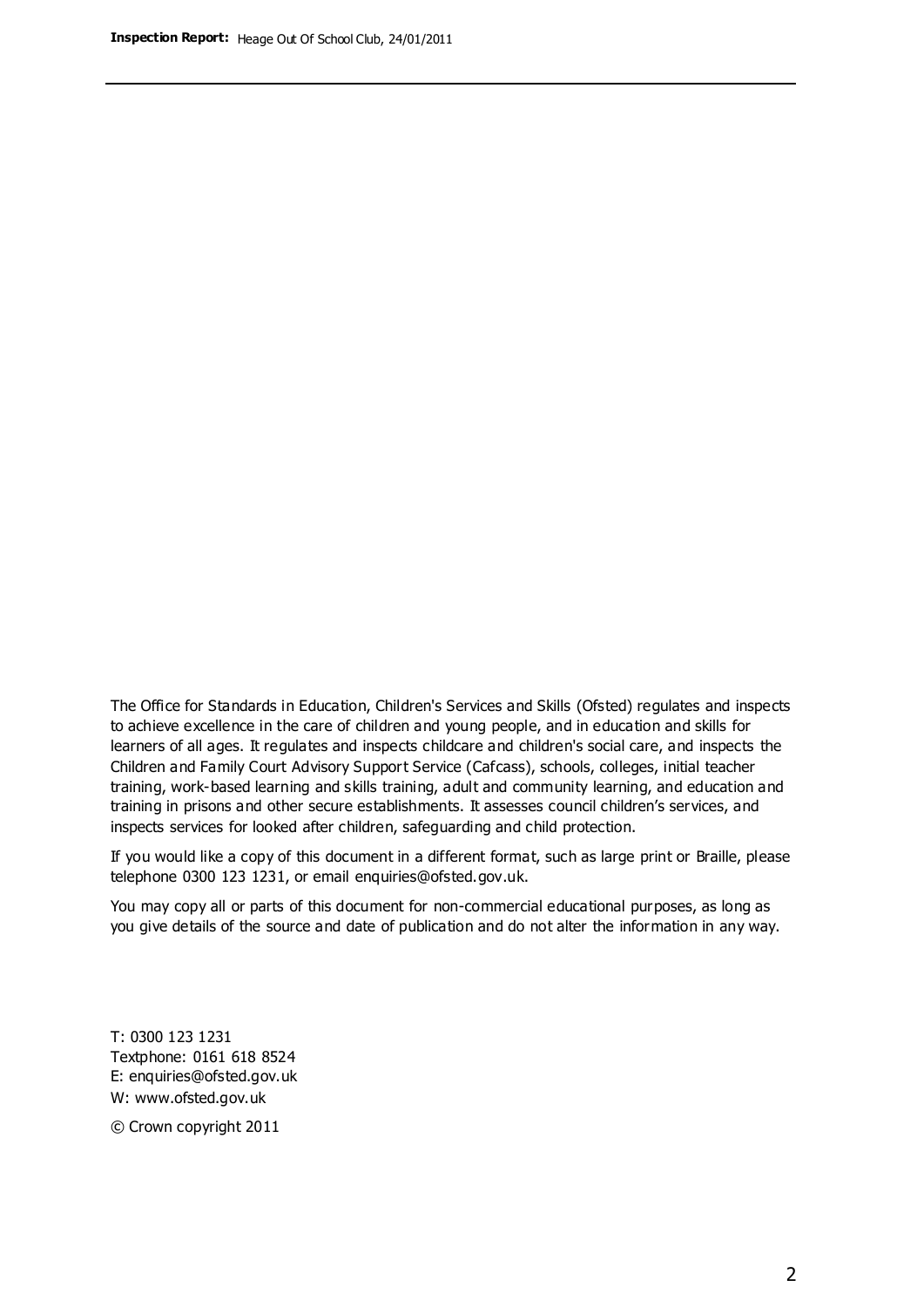The Office for Standards in Education, Children's Services and Skills (Ofsted) regulates and inspects to achieve excellence in the care of children and young people, and in education and skills for learners of all ages. It regulates and inspects childcare and children's social care, and inspects the Children and Family Court Advisory Support Service (Cafcass), schools, colleges, initial teacher training, work-based learning and skills training, adult and community learning, and education and training in prisons and other secure establishments. It assesses council children's services, and inspects services for looked after children, safeguarding and child protection.

If you would like a copy of this document in a different format, such as large print or Braille, please telephone 0300 123 1231, or email enquiries@ofsted.gov.uk.

You may copy all or parts of this document for non-commercial educational purposes, as long as you give details of the source and date of publication and do not alter the information in any way.

T: 0300 123 1231
Textphone: 0161 618 8524
E: enquiries@ofsted.gov.uk
W: www.ofsted.gov.uk

© Crown copyright 2011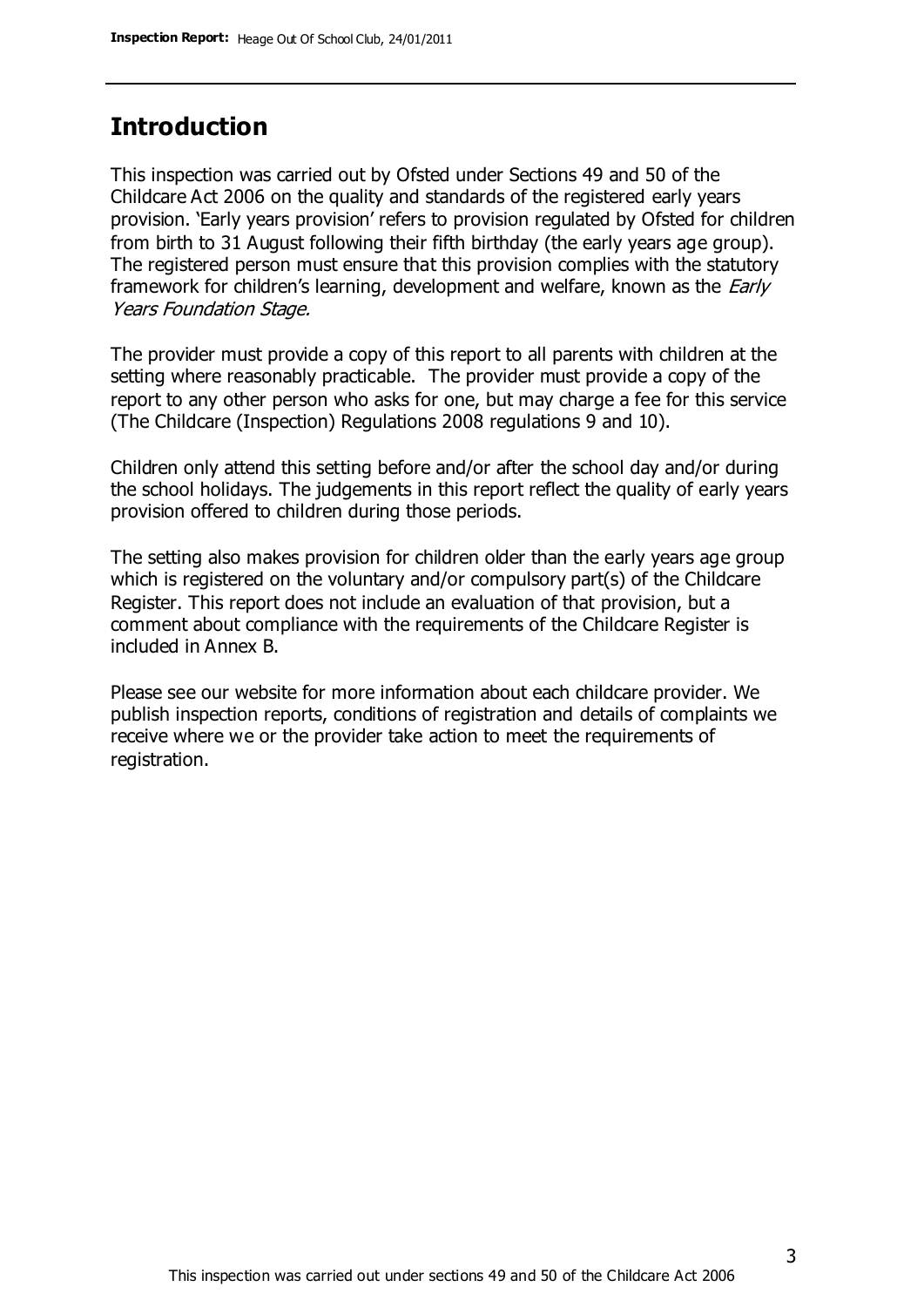## Introduction

This inspection was carried out by Ofsted under Sections 49 and 50 of the Childcare Act 2006 on the quality and standards of the registered early years provision. 'Early years provision' refers to provision regulated by Ofsted for children from birth to 31 August following their fifth birthday (the early years age group). The registered person must ensure that this provision complies with the statutory framework for children's learning, development and welfare, known as the *Early Years Foundation Stage.*

The provider must provide a copy of this report to all parents with children at the setting where reasonably practicable. The provider must provide a copy of the report to any other person who asks for one, but may charge a fee for this service (The Childcare (Inspection) Regulations 2008 regulations 9 and 10).

Children only attend this setting before and/or after the school day and/or during the school holidays. The judgements in this report reflect the quality of early years provision offered to children during those periods.

The setting also makes provision for children older than the early years age group which is registered on the voluntary and/or compulsory part(s) of the Childcare Register. This report does not include an evaluation of that provision, but a comment about compliance with the requirements of the Childcare Register is included in Annex B.

Please see our website for more information about each childcare provider. We publish inspection reports, conditions of registration and details of complaints we receive where we or the provider take action to meet the requirements of registration.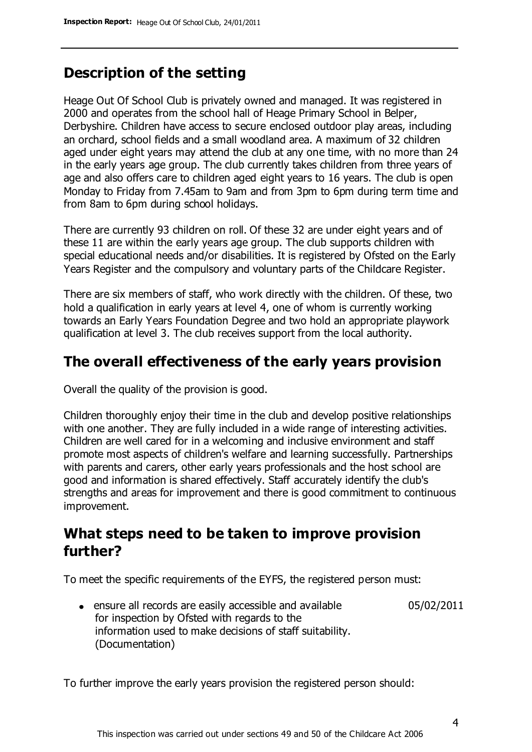## Description of the setting

Heage Out Of School Club is privately owned and managed. It was registered in 2000 and operates from the school hall of Heage Primary School in Belper, Derbyshire. Children have access to secure enclosed outdoor play areas, including an orchard, school fields and a small woodland area. A maximum of 32 children aged under eight years may attend the club at any one time, with no more than 24 in the early years age group. The club currently takes children from three years of age and also offers care to children aged eight years to 16 years. The club is open Monday to Friday from 7.45am to 9am and from 3pm to 6pm during term time and from 8am to 6pm during school holidays.

There are currently 93 children on roll. Of these 32 are under eight years and of these 11 are within the early years age group. The club supports children with special educational needs and/or disabilities. It is registered by Ofsted on the Early Years Register and the compulsory and voluntary parts of the Childcare Register.

There are six members of staff, who work directly with the children. Of these, two hold a qualification in early years at level 4, one of whom is currently working towards an Early Years Foundation Degree and two hold an appropriate playwork qualification at level 3. The club receives support from the local authority.

## The overall effectiveness of the early years provision

Overall the quality of the provision is good.

Children thoroughly enjoy their time in the club and develop positive relationships with one another. They are fully included in a wide range of interesting activities. Children are well cared for in a welcoming and inclusive environment and staff promote most aspects of children's welfare and learning successfully. Partnerships with parents and carers, other early years professionals and the host school are good and information is shared effectively. Staff accurately identify the club's strengths and areas for improvement and there is good commitment to continuous improvement.

## What steps need to be taken to improve provision further?

To meet the specific requirements of the EYFS, the registered person must:

- ensure all records are easily accessible and available for inspection by Ofsted with regards to the information used to make decisions of staff suitability. (Documentation) — 05/02/2011

To further improve the early years provision the registered person should: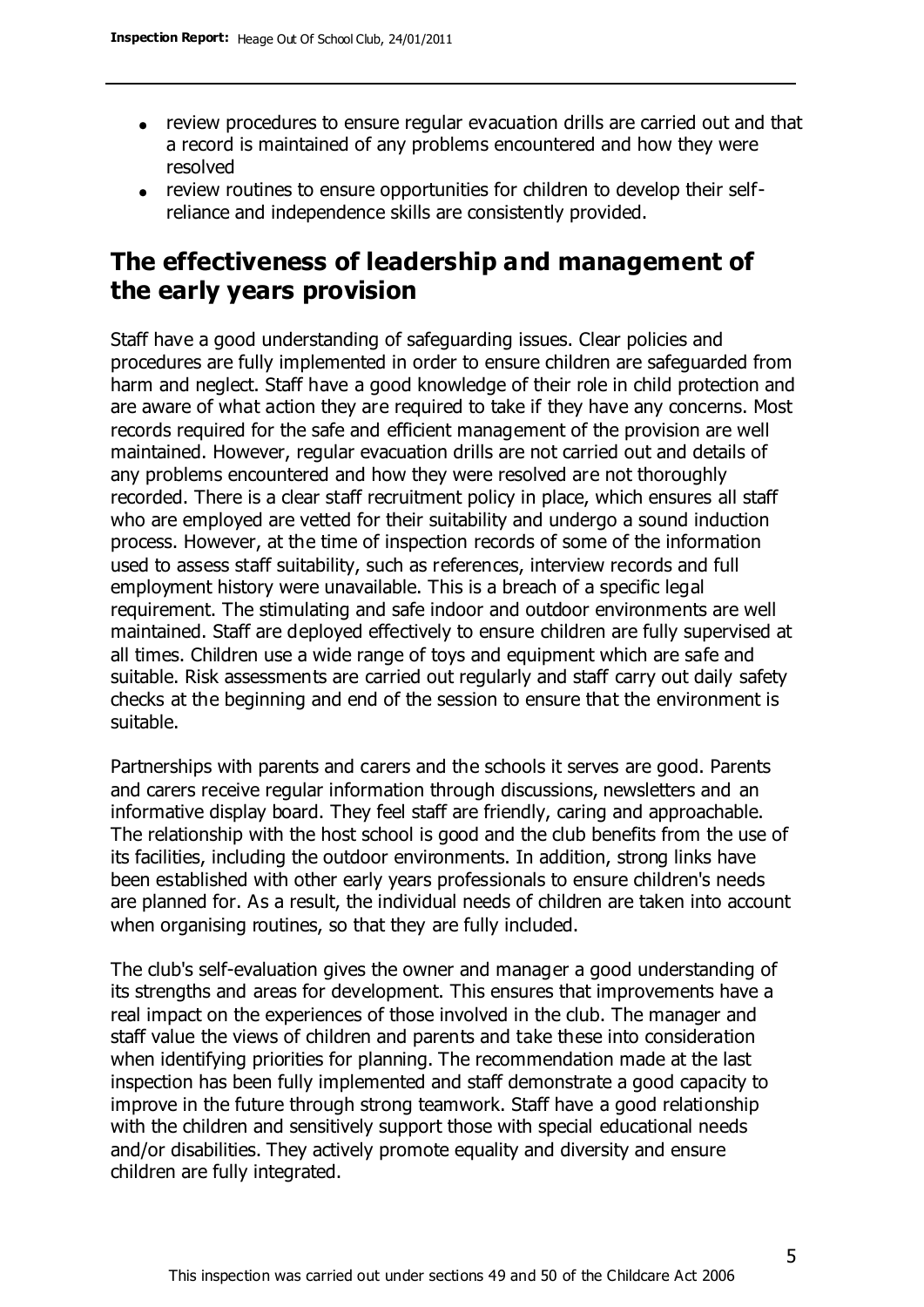- review procedures to ensure regular evacuation drills are carried out and that a record is maintained of any problems encountered and how they were resolved
- review routines to ensure opportunities for children to develop their self-reliance and independence skills are consistently provided.

## The effectiveness of leadership and management of the early years provision

Staff have a good understanding of safeguarding issues. Clear policies and procedures are fully implemented in order to ensure children are safeguarded from harm and neglect. Staff have a good knowledge of their role in child protection and are aware of what action they are required to take if they have any concerns. Most records required for the safe and efficient management of the provision are well maintained. However, regular evacuation drills are not carried out and details of any problems encountered and how they were resolved are not thoroughly recorded. There is a clear staff recruitment policy in place, which ensures all staff who are employed are vetted for their suitability and undergo a sound induction process. However, at the time of inspection records of some of the information used to assess staff suitability, such as references, interview records and full employment history were unavailable. This is a breach of a specific legal requirement. The stimulating and safe indoor and outdoor environments are well maintained. Staff are deployed effectively to ensure children are fully supervised at all times. Children use a wide range of toys and equipment which are safe and suitable. Risk assessments are carried out regularly and staff carry out daily safety checks at the beginning and end of the session to ensure that the environment is suitable.

Partnerships with parents and carers and the schools it serves are good. Parents and carers receive regular information through discussions, newsletters and an informative display board. They feel staff are friendly, caring and approachable. The relationship with the host school is good and the club benefits from the use of its facilities, including the outdoor environments. In addition, strong links have been established with other early years professionals to ensure children's needs are planned for. As a result, the individual needs of children are taken into account when organising routines, so that they are fully included.

The club's self-evaluation gives the owner and manager a good understanding of its strengths and areas for development. This ensures that improvements have a real impact on the experiences of those involved in the club. The manager and staff value the views of children and parents and take these into consideration when identifying priorities for planning. The recommendation made at the last inspection has been fully implemented and staff demonstrate a good capacity to improve in the future through strong teamwork. Staff have a good relationship with the children and sensitively support those with special educational needs and/or disabilities. They actively promote equality and diversity and ensure children are fully integrated.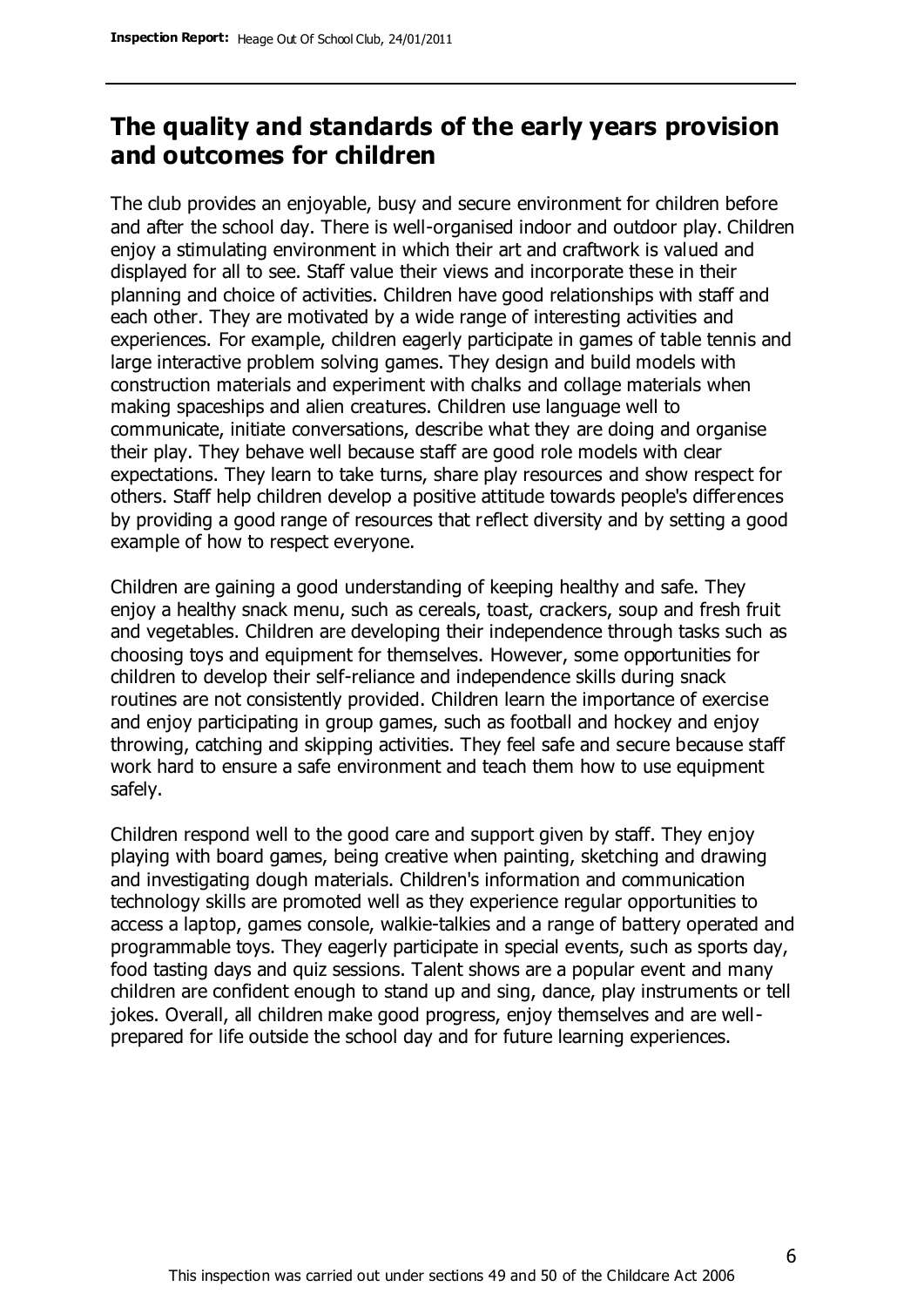## The quality and standards of the early years provision and outcomes for children

The club provides an enjoyable, busy and secure environment for children before and after the school day. There is well-organised indoor and outdoor play. Children enjoy a stimulating environment in which their art and craftwork is valued and displayed for all to see. Staff value their views and incorporate these in their planning and choice of activities. Children have good relationships with staff and each other. They are motivated by a wide range of interesting activities and experiences. For example, children eagerly participate in games of table tennis and large interactive problem solving games. They design and build models with construction materials and experiment with chalks and collage materials when making spaceships and alien creatures. Children use language well to communicate, initiate conversations, describe what they are doing and organise their play. They behave well because staff are good role models with clear expectations. They learn to take turns, share play resources and show respect for others. Staff help children develop a positive attitude towards people's differences by providing a good range of resources that reflect diversity and by setting a good example of how to respect everyone.

Children are gaining a good understanding of keeping healthy and safe. They enjoy a healthy snack menu, such as cereals, toast, crackers, soup and fresh fruit and vegetables. Children are developing their independence through tasks such as choosing toys and equipment for themselves. However, some opportunities for children to develop their self-reliance and independence skills during snack routines are not consistently provided. Children learn the importance of exercise and enjoy participating in group games, such as football and hockey and enjoy throwing, catching and skipping activities. They feel safe and secure because staff work hard to ensure a safe environment and teach them how to use equipment safely.

Children respond well to the good care and support given by staff. They enjoy playing with board games, being creative when painting, sketching and drawing and investigating dough materials. Children's information and communication technology skills are promoted well as they experience regular opportunities to access a laptop, games console, walkie-talkies and a range of battery operated and programmable toys. They eagerly participate in special events, such as sports day, food tasting days and quiz sessions. Talent shows are a popular event and many children are confident enough to stand up and sing, dance, play instruments or tell jokes. Overall, all children make good progress, enjoy themselves and are well-prepared for life outside the school day and for future learning experiences.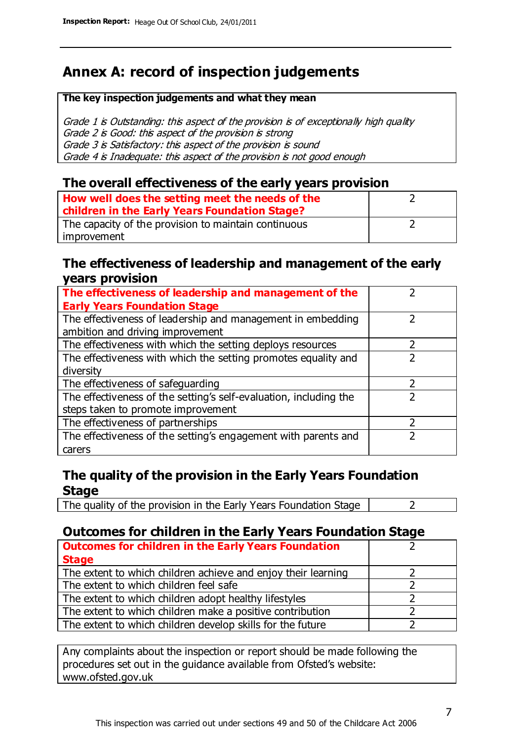# Annex A: record of inspection judgements

**The key inspection judgements and what they mean**

*Grade 1 is Outstanding: this aspect of the provision is of exceptionally high quality*
*Grade 2 is Good: this aspect of the provision is strong*
*Grade 3 is Satisfactory: this aspect of the provision is sound*
*Grade 4 is Inadequate: this aspect of the provision is not good enough*

## The overall effectiveness of the early years provision

| | |
|---|---|
| **How well does the setting meet the needs of the children in the Early Years Foundation Stage?** | 2 |
| The capacity of the provision to maintain continuous improvement | 2 |

## The effectiveness of leadership and management of the early years provision

| | |
|---|---|
| **The effectiveness of leadership and management of the Early Years Foundation Stage** | 2 |
| The effectiveness of leadership and management in embedding ambition and driving improvement | 2 |
| The effectiveness with which the setting deploys resources | 2 |
| The effectiveness with which the setting promotes equality and diversity | 2 |
| The effectiveness of safeguarding | 2 |
| The effectiveness of the setting's self-evaluation, including the steps taken to promote improvement | 2 |
| The effectiveness of partnerships | 2 |
| The effectiveness of the setting's engagement with parents and carers | 2 |

## The quality of the provision in the Early Years Foundation Stage

| | |
|---|---|
| The quality of the provision in the Early Years Foundation Stage | 2 |

## Outcomes for children in the Early Years Foundation Stage

| | |
|---|---|
| **Outcomes for children in the Early Years Foundation Stage** | 2 |
| The extent to which children achieve and enjoy their learning | 2 |
| The extent to which children feel safe | 2 |
| The extent to which children adopt healthy lifestyles | 2 |
| The extent to which children make a positive contribution | 2 |
| The extent to which children develop skills for the future | 2 |

Any complaints about the inspection or report should be made following the procedures set out in the guidance available from Ofsted's website: www.ofsted.gov.uk

This inspection was carried out under sections 49 and 50 of the Childcare Act 2006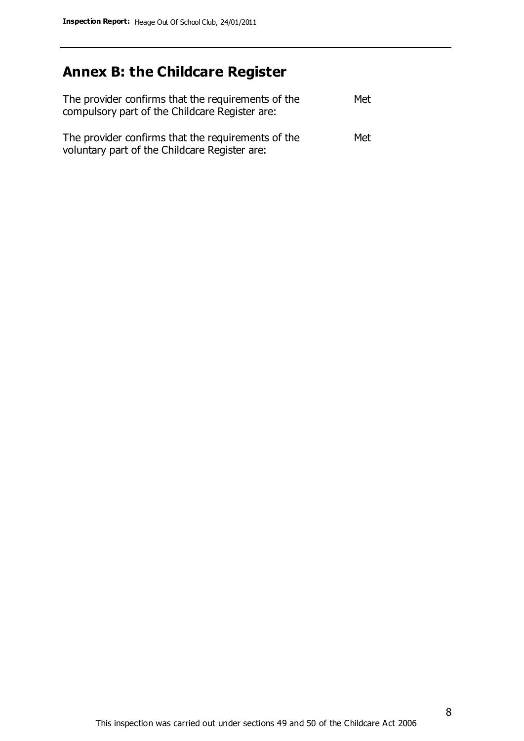## Annex B: the Childcare Register

| | |
|---|---|
| The provider confirms that the requirements of the compulsory part of the Childcare Register are: | Met |
| The provider confirms that the requirements of the voluntary part of the Childcare Register are: | Met |

This inspection was carried out under sections 49 and 50 of the Childcare Act 2006